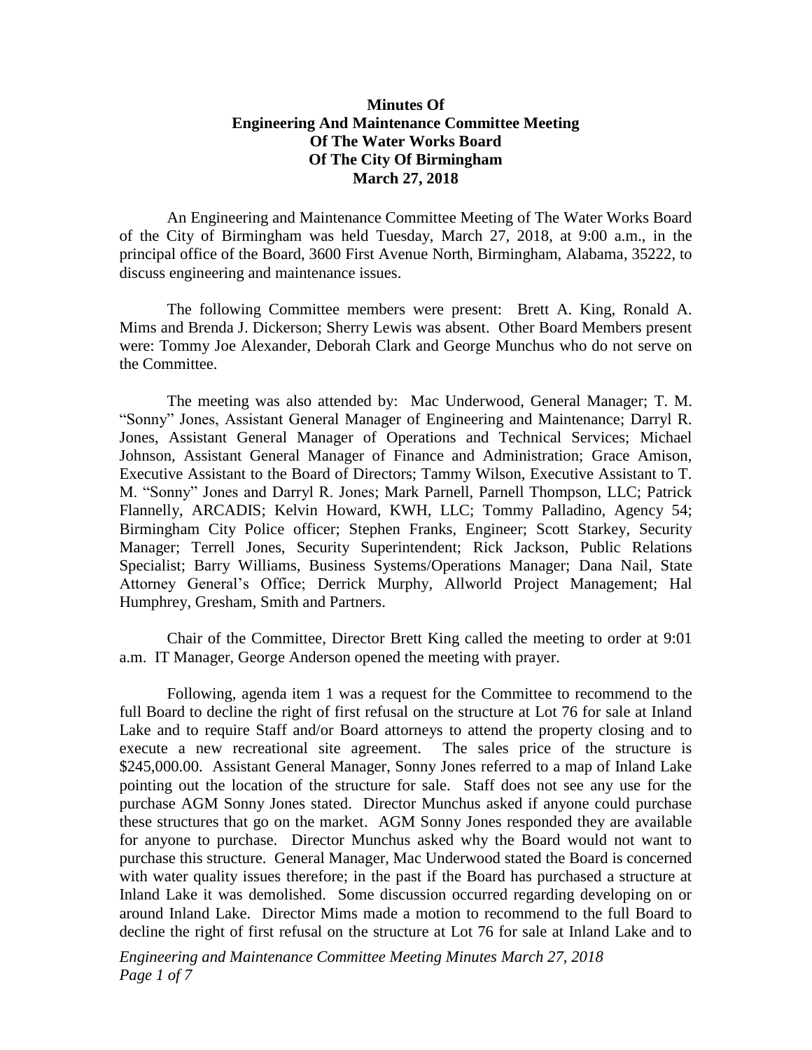**Minutes Of**
**Engineering And Maintenance Committee Meeting**
**Of The Water Works Board**
**Of The City Of Birmingham**
**March 27, 2018**

An Engineering and Maintenance Committee Meeting of The Water Works Board of the City of Birmingham was held Tuesday, March 27, 2018, at 9:00 a.m., in the principal office of the Board, 3600 First Avenue North, Birmingham, Alabama, 35222, to discuss engineering and maintenance issues.

The following Committee members were present: Brett A. King, Ronald A. Mims and Brenda J. Dickerson; Sherry Lewis was absent. Other Board Members present were: Tommy Joe Alexander, Deborah Clark and George Munchus who do not serve on the Committee.

The meeting was also attended by: Mac Underwood, General Manager; T. M. "Sonny" Jones, Assistant General Manager of Engineering and Maintenance; Darryl R. Jones, Assistant General Manager of Operations and Technical Services; Michael Johnson, Assistant General Manager of Finance and Administration; Grace Amison, Executive Assistant to the Board of Directors; Tammy Wilson, Executive Assistant to T. M. "Sonny" Jones and Darryl R. Jones; Mark Parnell, Parnell Thompson, LLC; Patrick Flannelly, ARCADIS; Kelvin Howard, KWH, LLC; Tommy Palladino, Agency 54; Birmingham City Police officer; Stephen Franks, Engineer; Scott Starkey, Security Manager; Terrell Jones, Security Superintendent; Rick Jackson, Public Relations Specialist; Barry Williams, Business Systems/Operations Manager; Dana Nail, State Attorney General's Office; Derrick Murphy, Allworld Project Management; Hal Humphrey, Gresham, Smith and Partners.

Chair of the Committee, Director Brett King called the meeting to order at 9:01 a.m. IT Manager, George Anderson opened the meeting with prayer.

Following, agenda item 1 was a request for the Committee to recommend to the full Board to decline the right of first refusal on the structure at Lot 76 for sale at Inland Lake and to require Staff and/or Board attorneys to attend the property closing and to execute a new recreational site agreement. The sales price of the structure is $245,000.00. Assistant General Manager, Sonny Jones referred to a map of Inland Lake pointing out the location of the structure for sale. Staff does not see any use for the purchase AGM Sonny Jones stated. Director Munchus asked if anyone could purchase these structures that go on the market. AGM Sonny Jones responded they are available for anyone to purchase. Director Munchus asked why the Board would not want to purchase this structure. General Manager, Mac Underwood stated the Board is concerned with water quality issues therefore; in the past if the Board has purchased a structure at Inland Lake it was demolished. Some discussion occurred regarding developing on or around Inland Lake. Director Mims made a motion to recommend to the full Board to decline the right of first refusal on the structure at Lot 76 for sale at Inland Lake and to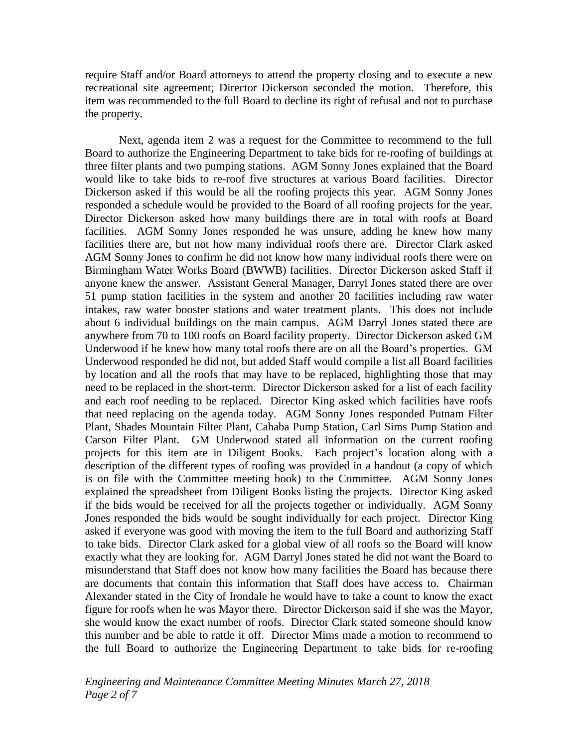require Staff and/or Board attorneys to attend the property closing and to execute a new recreational site agreement; Director Dickerson seconded the motion. Therefore, this item was recommended to the full Board to decline its right of refusal and not to purchase the property.

Next, agenda item 2 was a request for the Committee to recommend to the full Board to authorize the Engineering Department to take bids for re-roofing of buildings at three filter plants and two pumping stations. AGM Sonny Jones explained that the Board would like to take bids to re-roof five structures at various Board facilities. Director Dickerson asked if this would be all the roofing projects this year. AGM Sonny Jones responded a schedule would be provided to the Board of all roofing projects for the year. Director Dickerson asked how many buildings there are in total with roofs at Board facilities. AGM Sonny Jones responded he was unsure, adding he knew how many facilities there are, but not how many individual roofs there are. Director Clark asked AGM Sonny Jones to confirm he did not know how many individual roofs there were on Birmingham Water Works Board (BWWB) facilities. Director Dickerson asked Staff if anyone knew the answer. Assistant General Manager, Darryl Jones stated there are over 51 pump station facilities in the system and another 20 facilities including raw water intakes, raw water booster stations and water treatment plants. This does not include about 6 individual buildings on the main campus. AGM Darryl Jones stated there are anywhere from 70 to 100 roofs on Board facility property. Director Dickerson asked GM Underwood if he knew how many total roofs there are on all the Board's properties. GM Underwood responded he did not, but added Staff would compile a list all Board facilities by location and all the roofs that may have to be replaced, highlighting those that may need to be replaced in the short-term. Director Dickerson asked for a list of each facility and each roof needing to be replaced. Director King asked which facilities have roofs that need replacing on the agenda today. AGM Sonny Jones responded Putnam Filter Plant, Shades Mountain Filter Plant, Cahaba Pump Station, Carl Sims Pump Station and Carson Filter Plant. GM Underwood stated all information on the current roofing projects for this item are in Diligent Books. Each project's location along with a description of the different types of roofing was provided in a handout (a copy of which is on file with the Committee meeting book) to the Committee. AGM Sonny Jones explained the spreadsheet from Diligent Books listing the projects. Director King asked if the bids would be received for all the projects together or individually. AGM Sonny Jones responded the bids would be sought individually for each project. Director King asked if everyone was good with moving the item to the full Board and authorizing Staff to take bids. Director Clark asked for a global view of all roofs so the Board will know exactly what they are looking for. AGM Darryl Jones stated he did not want the Board to misunderstand that Staff does not know how many facilities the Board has because there are documents that contain this information that Staff does have access to. Chairman Alexander stated in the City of Irondale he would have to take a count to know the exact figure for roofs when he was Mayor there. Director Dickerson said if she was the Mayor, she would know the exact number of roofs. Director Clark stated someone should know this number and be able to rattle it off. Director Mims made a motion to recommend to the full Board to authorize the Engineering Department to take bids for re-roofing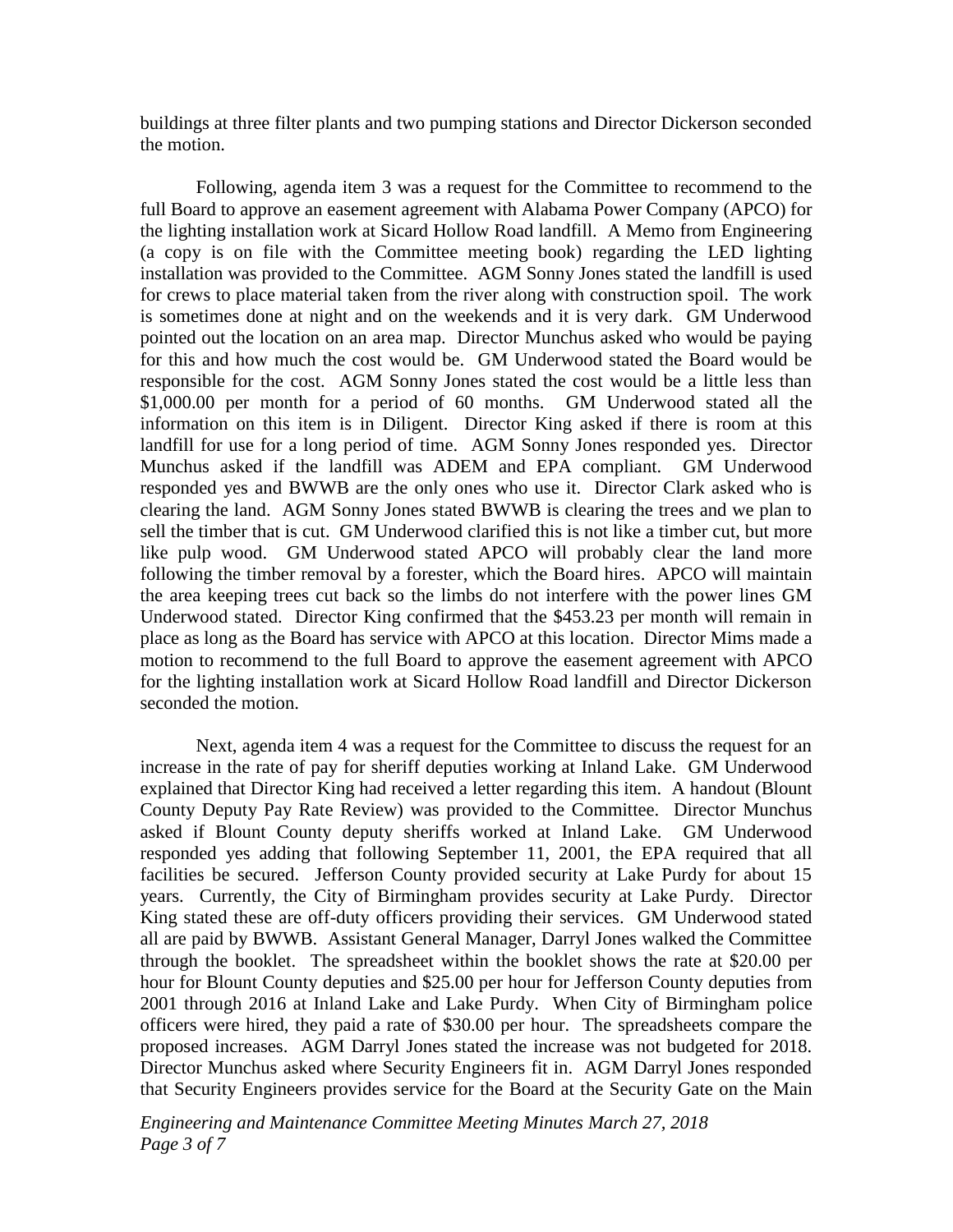buildings at three filter plants and two pumping stations and Director Dickerson seconded the motion.

Following, agenda item 3 was a request for the Committee to recommend to the full Board to approve an easement agreement with Alabama Power Company (APCO) for the lighting installation work at Sicard Hollow Road landfill. A Memo from Engineering (a copy is on file with the Committee meeting book) regarding the LED lighting installation was provided to the Committee. AGM Sonny Jones stated the landfill is used for crews to place material taken from the river along with construction spoil. The work is sometimes done at night and on the weekends and it is very dark. GM Underwood pointed out the location on an area map. Director Munchus asked who would be paying for this and how much the cost would be. GM Underwood stated the Board would be responsible for the cost. AGM Sonny Jones stated the cost would be a little less than $1,000.00 per month for a period of 60 months. GM Underwood stated all the information on this item is in Diligent. Director King asked if there is room at this landfill for use for a long period of time. AGM Sonny Jones responded yes. Director Munchus asked if the landfill was ADEM and EPA compliant. GM Underwood responded yes and BWWB are the only ones who use it. Director Clark asked who is clearing the land. AGM Sonny Jones stated BWWB is clearing the trees and we plan to sell the timber that is cut. GM Underwood clarified this is not like a timber cut, but more like pulp wood. GM Underwood stated APCO will probably clear the land more following the timber removal by a forester, which the Board hires. APCO will maintain the area keeping trees cut back so the limbs do not interfere with the power lines GM Underwood stated. Director King confirmed that the $453.23 per month will remain in place as long as the Board has service with APCO at this location. Director Mims made a motion to recommend to the full Board to approve the easement agreement with APCO for the lighting installation work at Sicard Hollow Road landfill and Director Dickerson seconded the motion.

Next, agenda item 4 was a request for the Committee to discuss the request for an increase in the rate of pay for sheriff deputies working at Inland Lake. GM Underwood explained that Director King had received a letter regarding this item. A handout (Blount County Deputy Pay Rate Review) was provided to the Committee. Director Munchus asked if Blount County deputy sheriffs worked at Inland Lake. GM Underwood responded yes adding that following September 11, 2001, the EPA required that all facilities be secured. Jefferson County provided security at Lake Purdy for about 15 years. Currently, the City of Birmingham provides security at Lake Purdy. Director King stated these are off-duty officers providing their services. GM Underwood stated all are paid by BWWB. Assistant General Manager, Darryl Jones walked the Committee through the booklet. The spreadsheet within the booklet shows the rate at $20.00 per hour for Blount County deputies and $25.00 per hour for Jefferson County deputies from 2001 through 2016 at Inland Lake and Lake Purdy. When City of Birmingham police officers were hired, they paid a rate of $30.00 per hour. The spreadsheets compare the proposed increases. AGM Darryl Jones stated the increase was not budgeted for 2018. Director Munchus asked where Security Engineers fit in. AGM Darryl Jones responded that Security Engineers provides service for the Board at the Security Gate on the Main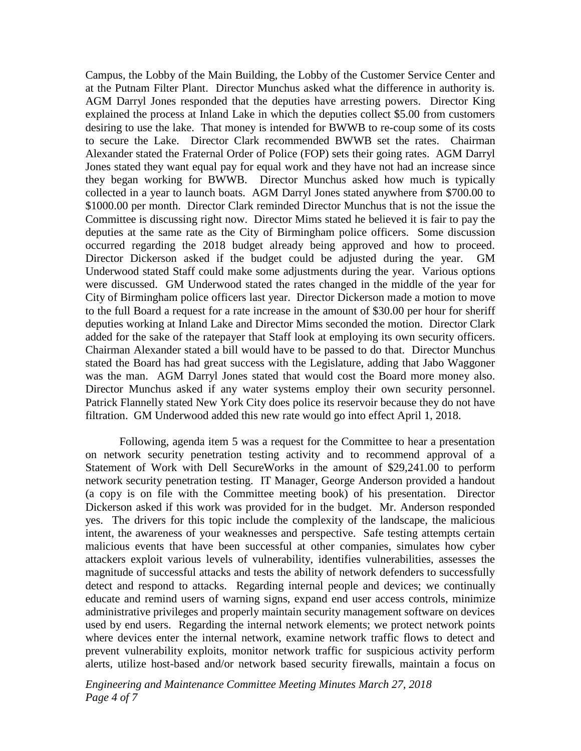Campus, the Lobby of the Main Building, the Lobby of the Customer Service Center and at the Putnam Filter Plant. Director Munchus asked what the difference in authority is. AGM Darryl Jones responded that the deputies have arresting powers. Director King explained the process at Inland Lake in which the deputies collect $5.00 from customers desiring to use the lake. That money is intended for BWWB to re-coup some of its costs to secure the Lake. Director Clark recommended BWWB set the rates. Chairman Alexander stated the Fraternal Order of Police (FOP) sets their going rates. AGM Darryl Jones stated they want equal pay for equal work and they have not had an increase since they began working for BWWB. Director Munchus asked how much is typically collected in a year to launch boats. AGM Darryl Jones stated anywhere from $700.00 to $1000.00 per month. Director Clark reminded Director Munchus that is not the issue the Committee is discussing right now. Director Mims stated he believed it is fair to pay the deputies at the same rate as the City of Birmingham police officers. Some discussion occurred regarding the 2018 budget already being approved and how to proceed. Director Dickerson asked if the budget could be adjusted during the year. GM Underwood stated Staff could make some adjustments during the year. Various options were discussed. GM Underwood stated the rates changed in the middle of the year for City of Birmingham police officers last year. Director Dickerson made a motion to move to the full Board a request for a rate increase in the amount of $30.00 per hour for sheriff deputies working at Inland Lake and Director Mims seconded the motion. Director Clark added for the sake of the ratepayer that Staff look at employing its own security officers. Chairman Alexander stated a bill would have to be passed to do that. Director Munchus stated the Board has had great success with the Legislature, adding that Jabo Waggoner was the man. AGM Darryl Jones stated that would cost the Board more money also. Director Munchus asked if any water systems employ their own security personnel. Patrick Flannelly stated New York City does police its reservoir because they do not have filtration. GM Underwood added this new rate would go into effect April 1, 2018.

Following, agenda item 5 was a request for the Committee to hear a presentation on network security penetration testing activity and to recommend approval of a Statement of Work with Dell SecureWorks in the amount of $29,241.00 to perform network security penetration testing. IT Manager, George Anderson provided a handout (a copy is on file with the Committee meeting book) of his presentation. Director Dickerson asked if this work was provided for in the budget. Mr. Anderson responded yes. The drivers for this topic include the complexity of the landscape, the malicious intent, the awareness of your weaknesses and perspective. Safe testing attempts certain malicious events that have been successful at other companies, simulates how cyber attackers exploit various levels of vulnerability, identifies vulnerabilities, assesses the magnitude of successful attacks and tests the ability of network defenders to successfully detect and respond to attacks. Regarding internal people and devices; we continually educate and remind users of warning signs, expand end user access controls, minimize administrative privileges and properly maintain security management software on devices used by end users. Regarding the internal network elements; we protect network points where devices enter the internal network, examine network traffic flows to detect and prevent vulnerability exploits, monitor network traffic for suspicious activity perform alerts, utilize host-based and/or network based security firewalls, maintain a focus on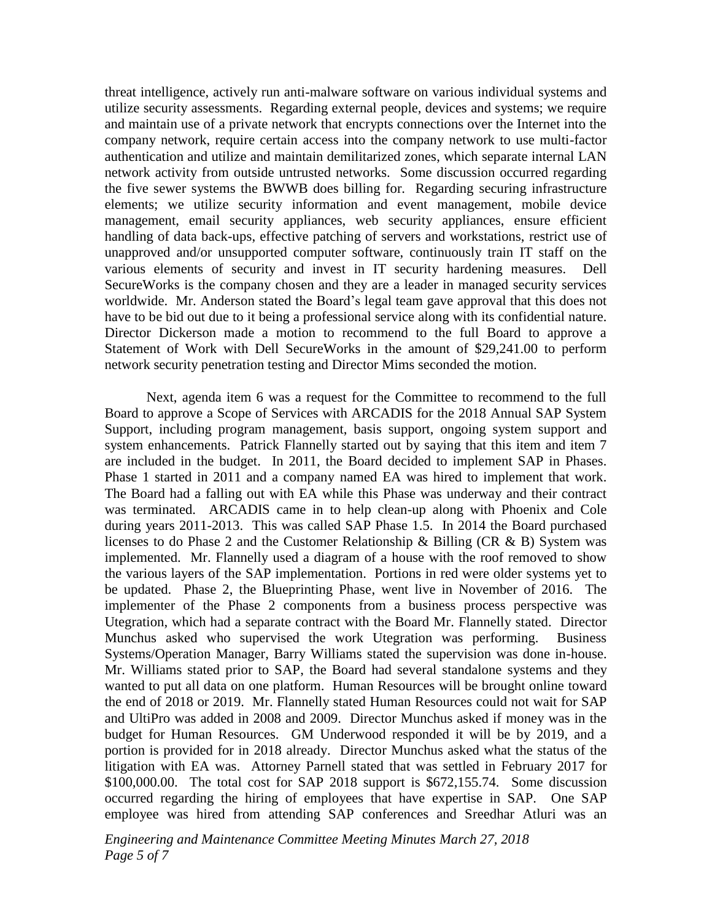threat intelligence, actively run anti-malware software on various individual systems and utilize security assessments. Regarding external people, devices and systems; we require and maintain use of a private network that encrypts connections over the Internet into the company network, require certain access into the company network to use multi-factor authentication and utilize and maintain demilitarized zones, which separate internal LAN network activity from outside untrusted networks. Some discussion occurred regarding the five sewer systems the BWWB does billing for. Regarding securing infrastructure elements; we utilize security information and event management, mobile device management, email security appliances, web security appliances, ensure efficient handling of data back-ups, effective patching of servers and workstations, restrict use of unapproved and/or unsupported computer software, continuously train IT staff on the various elements of security and invest in IT security hardening measures. Dell SecureWorks is the company chosen and they are a leader in managed security services worldwide. Mr. Anderson stated the Board's legal team gave approval that this does not have to be bid out due to it being a professional service along with its confidential nature. Director Dickerson made a motion to recommend to the full Board to approve a Statement of Work with Dell SecureWorks in the amount of $29,241.00 to perform network security penetration testing and Director Mims seconded the motion.

Next, agenda item 6 was a request for the Committee to recommend to the full Board to approve a Scope of Services with ARCADIS for the 2018 Annual SAP System Support, including program management, basis support, ongoing system support and system enhancements. Patrick Flannelly started out by saying that this item and item 7 are included in the budget. In 2011, the Board decided to implement SAP in Phases. Phase 1 started in 2011 and a company named EA was hired to implement that work. The Board had a falling out with EA while this Phase was underway and their contract was terminated. ARCADIS came in to help clean-up along with Phoenix and Cole during years 2011-2013. This was called SAP Phase 1.5. In 2014 the Board purchased licenses to do Phase 2 and the Customer Relationship & Billing (CR & B) System was implemented. Mr. Flannelly used a diagram of a house with the roof removed to show the various layers of the SAP implementation. Portions in red were older systems yet to be updated. Phase 2, the Blueprinting Phase, went live in November of 2016. The implementer of the Phase 2 components from a business process perspective was Utegration, which had a separate contract with the Board Mr. Flannelly stated. Director Munchus asked who supervised the work Utegration was performing. Business Systems/Operation Manager, Barry Williams stated the supervision was done in-house. Mr. Williams stated prior to SAP, the Board had several standalone systems and they wanted to put all data on one platform. Human Resources will be brought online toward the end of 2018 or 2019. Mr. Flannelly stated Human Resources could not wait for SAP and UltiPro was added in 2008 and 2009. Director Munchus asked if money was in the budget for Human Resources. GM Underwood responded it will be by 2019, and a portion is provided for in 2018 already. Director Munchus asked what the status of the litigation with EA was. Attorney Parnell stated that was settled in February 2017 for $100,000.00. The total cost for SAP 2018 support is $672,155.74. Some discussion occurred regarding the hiring of employees that have expertise in SAP. One SAP employee was hired from attending SAP conferences and Sreedhar Atluri was an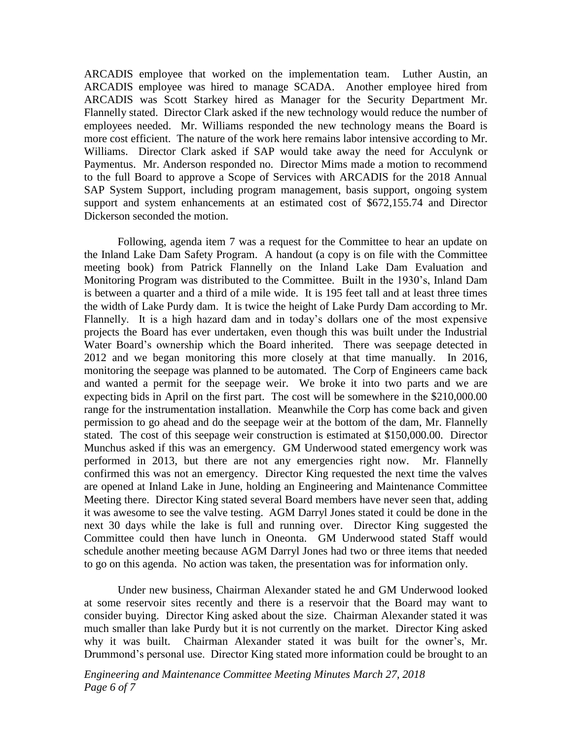ARCADIS employee that worked on the implementation team. Luther Austin, an ARCADIS employee was hired to manage SCADA. Another employee hired from ARCADIS was Scott Starkey hired as Manager for the Security Department Mr. Flannelly stated. Director Clark asked if the new technology would reduce the number of employees needed. Mr. Williams responded the new technology means the Board is more cost efficient. The nature of the work here remains labor intensive according to Mr. Williams. Director Clark asked if SAP would take away the need for Acculynk or Paymentus. Mr. Anderson responded no. Director Mims made a motion to recommend to the full Board to approve a Scope of Services with ARCADIS for the 2018 Annual SAP System Support, including program management, basis support, ongoing system support and system enhancements at an estimated cost of $672,155.74 and Director Dickerson seconded the motion.

Following, agenda item 7 was a request for the Committee to hear an update on the Inland Lake Dam Safety Program. A handout (a copy is on file with the Committee meeting book) from Patrick Flannelly on the Inland Lake Dam Evaluation and Monitoring Program was distributed to the Committee. Built in the 1930's, Inland Dam is between a quarter and a third of a mile wide. It is 195 feet tall and at least three times the width of Lake Purdy dam. It is twice the height of Lake Purdy Dam according to Mr. Flannelly. It is a high hazard dam and in today's dollars one of the most expensive projects the Board has ever undertaken, even though this was built under the Industrial Water Board's ownership which the Board inherited. There was seepage detected in 2012 and we began monitoring this more closely at that time manually. In 2016, monitoring the seepage was planned to be automated. The Corp of Engineers came back and wanted a permit for the seepage weir. We broke it into two parts and we are expecting bids in April on the first part. The cost will be somewhere in the $210,000.00 range for the instrumentation installation. Meanwhile the Corp has come back and given permission to go ahead and do the seepage weir at the bottom of the dam, Mr. Flannelly stated. The cost of this seepage weir construction is estimated at $150,000.00. Director Munchus asked if this was an emergency. GM Underwood stated emergency work was performed in 2013, but there are not any emergencies right now. Mr. Flannelly confirmed this was not an emergency. Director King requested the next time the valves are opened at Inland Lake in June, holding an Engineering and Maintenance Committee Meeting there. Director King stated several Board members have never seen that, adding it was awesome to see the valve testing. AGM Darryl Jones stated it could be done in the next 30 days while the lake is full and running over. Director King suggested the Committee could then have lunch in Oneonta. GM Underwood stated Staff would schedule another meeting because AGM Darryl Jones had two or three items that needed to go on this agenda. No action was taken, the presentation was for information only.

Under new business, Chairman Alexander stated he and GM Underwood looked at some reservoir sites recently and there is a reservoir that the Board may want to consider buying. Director King asked about the size. Chairman Alexander stated it was much smaller than lake Purdy but it is not currently on the market. Director King asked why it was built. Chairman Alexander stated it was built for the owner's, Mr. Drummond's personal use. Director King stated more information could be brought to an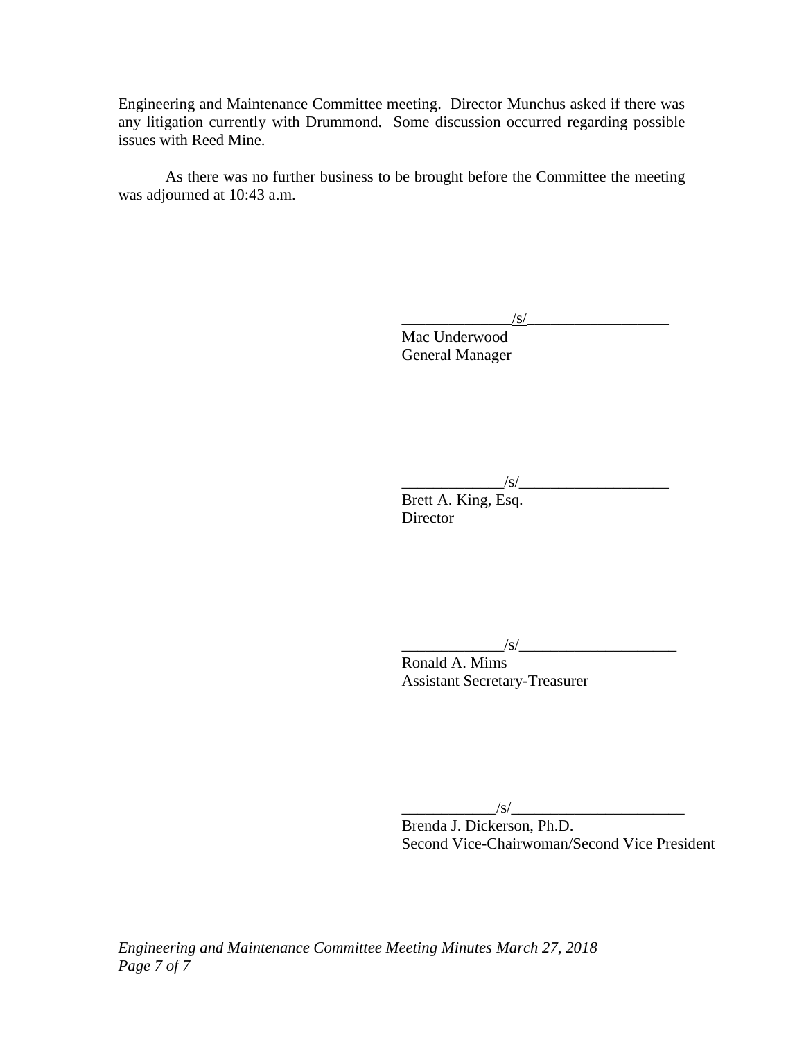Engineering and Maintenance Committee meeting. Director Munchus asked if there was any litigation currently with Drummond. Some discussion occurred regarding possible issues with Reed Mine.

As there was no further business to be brought before the Committee the meeting was adjourned at 10:43 a.m.

_____________/s/__________________
Mac Underwood
General Manager

_____________/s/__________________
Brett A. King, Esq.
Director

_____________/s/__________________
Ronald A. Mims
Assistant Secretary-Treasurer

_____________/s/__________________
Brenda J. Dickerson, Ph.D.
Second Vice-Chairwoman/Second Vice President